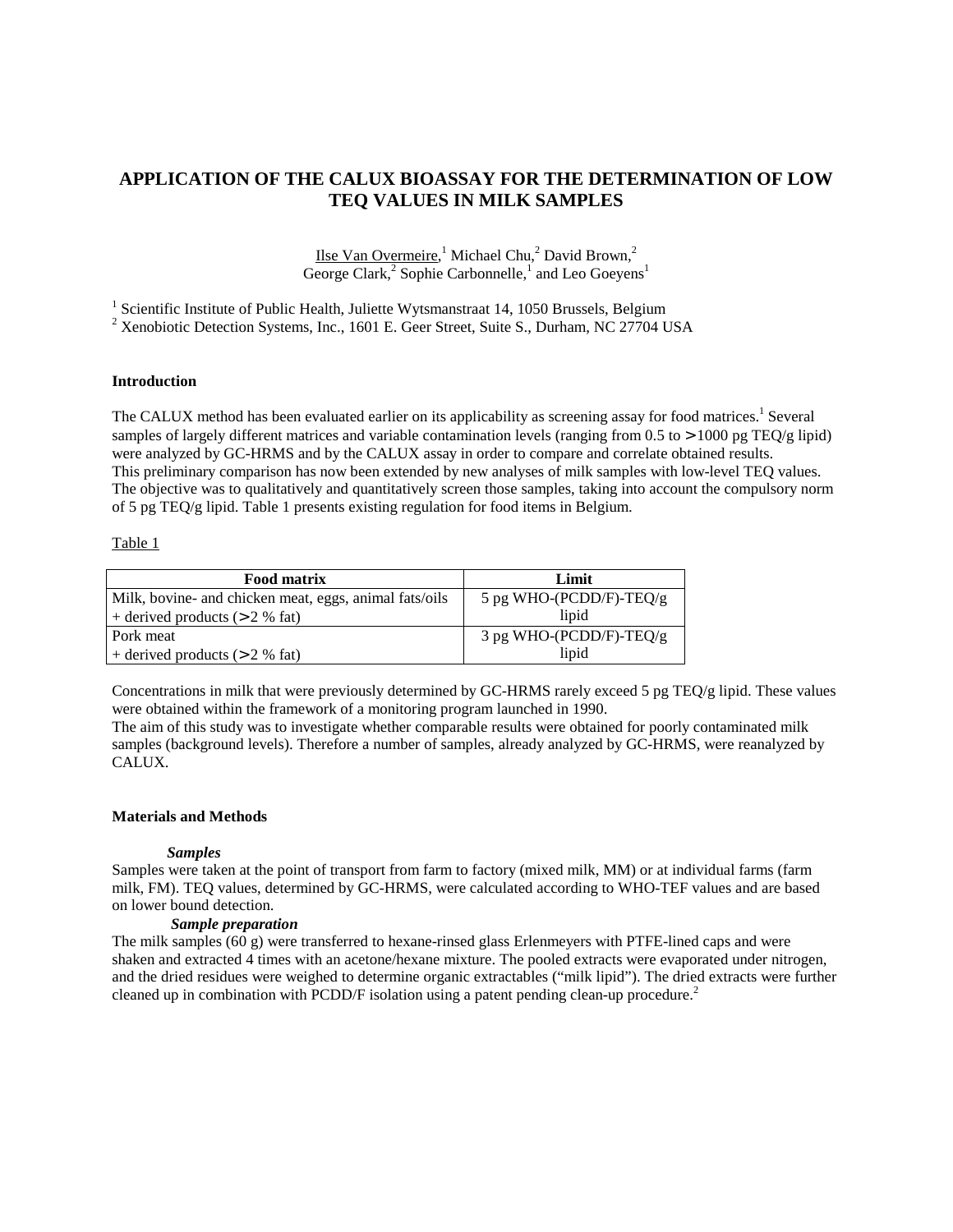# APPLICATION OF THE CALUX BIOASSAY FOR THE DETERMINATION OF LOW TEQ VALUES IN MILK SAMPLES

Ilse Van Overmeire,[1] Michael Chu,[2] David Brown,[2] George Clark,[2] Sophie Carbonnelle,[1] and Leo Goeyens[1]

[1] Scientific Institute of Public Health, Juliette Wytsmanstraat 14, 1050 Brussels, Belgium
[2] Xenobiotic Detection Systems, Inc., 1601 E. Geer Street, Suite S., Durham, NC 27704 USA

## Introduction

The CALUX method has been evaluated earlier on its applicability as screening assay for food matrices.[1] Several samples of largely different matrices and variable contamination levels (ranging from 0.5 to > 1000 pg TEQ/g lipid) were analyzed by GC-HRMS and by the CALUX assay in order to compare and correlate obtained results.
This preliminary comparison has now been extended by new analyses of milk samples with low-level TEQ values. The objective was to qualitatively and quantitatively screen those samples, taking into account the compulsory norm of 5 pg TEQ/g lipid. Table 1 presents existing regulation for food items in Belgium.

Table 1

| Food matrix | Limit |
|---|---|
| Milk, bovine- and chicken meat, eggs, animal fats/oils + derived products (> 2 % fat) | 5 pg WHO-(PCDD/F)-TEQ/g lipid |
| Pork meat + derived products (> 2 % fat) | 3 pg WHO-(PCDD/F)-TEQ/g lipid |

Concentrations in milk that were previously determined by GC-HRMS rarely exceed 5 pg TEQ/g lipid. These values were obtained within the framework of a monitoring program launched in 1990.
The aim of this study was to investigate whether comparable results were obtained for poorly contaminated milk samples (background levels). Therefore a number of samples, already analyzed by GC-HRMS, were reanalyzed by CALUX.

## Materials and Methods

### *Samples*

Samples were taken at the point of transport from farm to factory (mixed milk, MM) or at individual farms (farm milk, FM). TEQ values, determined by GC-HRMS, were calculated according to WHO-TEF values and are based on lower bound detection.

### *Sample preparation*

The milk samples (60 g) were transferred to hexane-rinsed glass Erlenmeyers with PTFE-lined caps and were shaken and extracted 4 times with an acetone/hexane mixture. The pooled extracts were evaporated under nitrogen, and the dried residues were weighed to determine organic extractables ("milk lipid"). The dried extracts were further cleaned up in combination with PCDD/F isolation using a patent pending clean-up procedure.[2]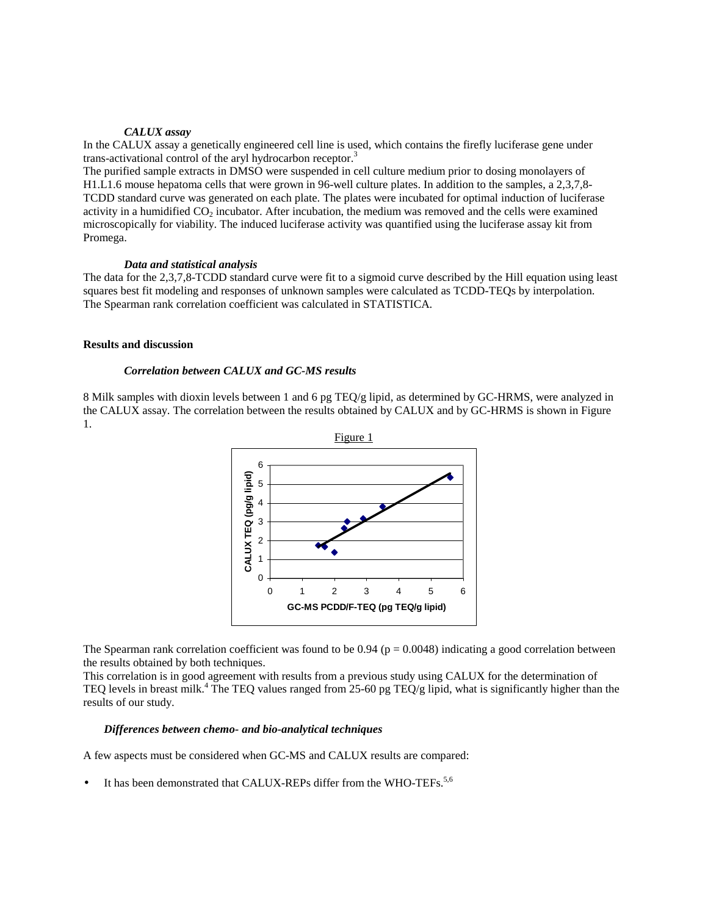### *CALUX assay*

In the CALUX assay a genetically engineered cell line is used, which contains the firefly luciferase gene under trans-activational control of the aryl hydrocarbon receptor.[3]

The purified sample extracts in DMSO were suspended in cell culture medium prior to dosing monolayers of H1.L1.6 mouse hepatoma cells that were grown in 96-well culture plates. In addition to the samples, a 2,3,7,8-TCDD standard curve was generated on each plate. The plates were incubated for optimal induction of luciferase activity in a humidified $CO_2$ incubator. After incubation, the medium was removed and the cells were examined microscopically for viability. The induced luciferase activity was quantified using the luciferase assay kit from Promega.

### *Data and statistical analysis*

The data for the 2,3,7,8-TCDD standard curve were fit to a sigmoid curve described by the Hill equation using least squares best fit modeling and responses of unknown samples were calculated as TCDD-TEQs by interpolation. The Spearman rank correlation coefficient was calculated in STATISTICA.

## Results and discussion

### *Correlation between CALUX and GC-MS results*

8 Milk samples with dioxin levels between 1 and 6 pg TEQ/g lipid, as determined by GC-HRMS, were analyzed in the CALUX assay. The correlation between the results obtained by CALUX and by GC-HRMS is shown in Figure 1.

Figure 1

The Spearman rank correlation coefficient was found to be 0.94 ($p = 0.0048$) indicating a good correlation between the results obtained by both techniques.

This correlation is in good agreement with results from a previous study using CALUX for the determination of TEQ levels in breast milk.[4] The TEQ values ranged from 25-60 pg TEQ/g lipid, what is significantly higher than the results of our study.

### *Differences between chemo- and bio-analytical techniques*

A few aspects must be considered when GC-MS and CALUX results are compared:

- It has been demonstrated that CALUX-REPs differ from the WHO-TEFs.[5,6]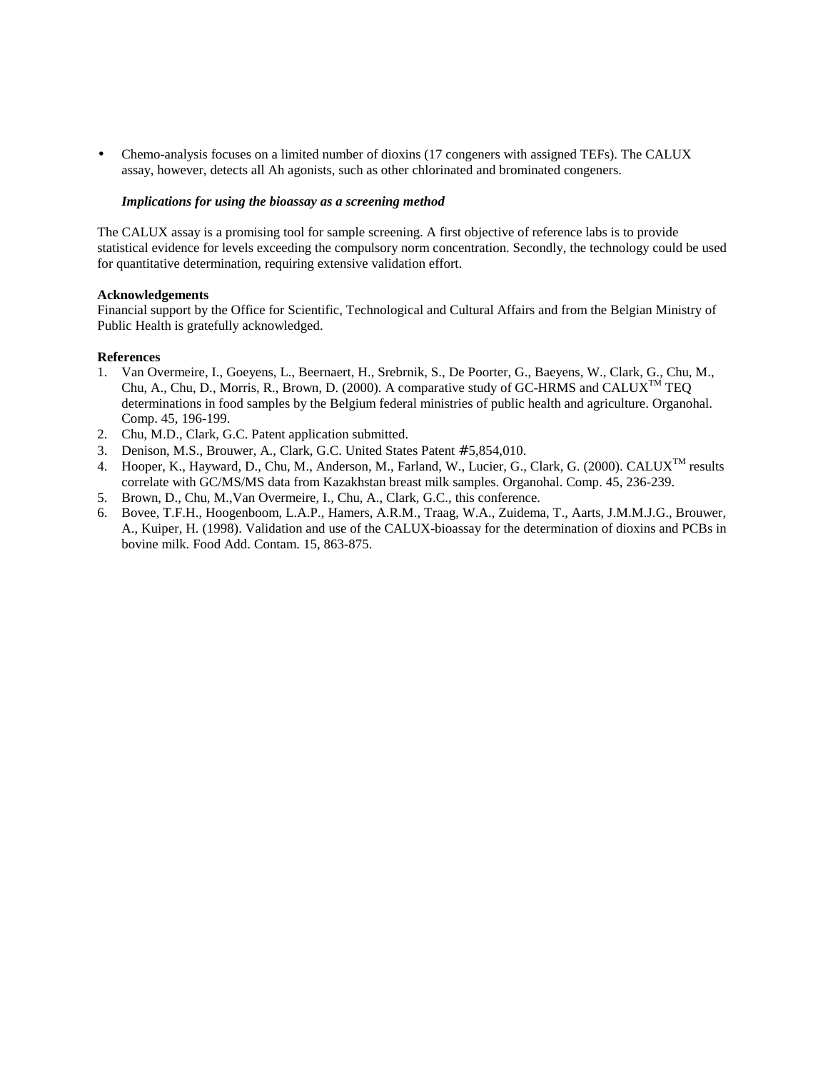- Chemo-analysis focuses on a limited number of dioxins (17 congeners with assigned TEFs). The CALUX assay, however, detects all Ah agonists, such as other chlorinated and brominated congeners.

***Implications for using the bioassay as a screening method***

The CALUX assay is a promising tool for sample screening. A first objective of reference labs is to provide statistical evidence for levels exceeding the compulsory norm concentration. Secondly, the technology could be used for quantitative determination, requiring extensive validation effort.

**Acknowledgements**

Financial support by the Office for Scientific, Technological and Cultural Affairs and from the Belgian Ministry of Public Health is gratefully acknowledged.

**References**

1. Van Overmeire, I., Goeyens, L., Beernaert, H., Srebrnik, S., De Poorter, G., Baeyens, W., Clark, G., Chu, M., Chu, A., Chu, D., Morris, R., Brown, D. (2000). A comparative study of GC-HRMS and CALUX™ TEQ determinations in food samples by the Belgium federal ministries of public health and agriculture. Organohal. Comp. 45, 196-199.
2. Chu, M.D., Clark, G.C. Patent application submitted.
3. Denison, M.S., Brouwer, A., Clark, G.C. United States Patent #5,854,010.
4. Hooper, K., Hayward, D., Chu, M., Anderson, M., Farland, W., Lucier, G., Clark, G. (2000). CALUX™ results correlate with GC/MS/MS data from Kazakhstan breast milk samples. Organohal. Comp. 45, 236-239.
5. Brown, D., Chu, M.,Van Overmeire, I., Chu, A., Clark, G.C., this conference.
6. Bovee, T.F.H., Hoogenboom, L.A.P., Hamers, A.R.M., Traag, W.A., Zuidema, T., Aarts, J.M.M.J.G., Brouwer, A., Kuiper, H. (1998). Validation and use of the CALUX-bioassay for the determination of dioxins and PCBs in bovine milk. Food Add. Contam. 15, 863-875.